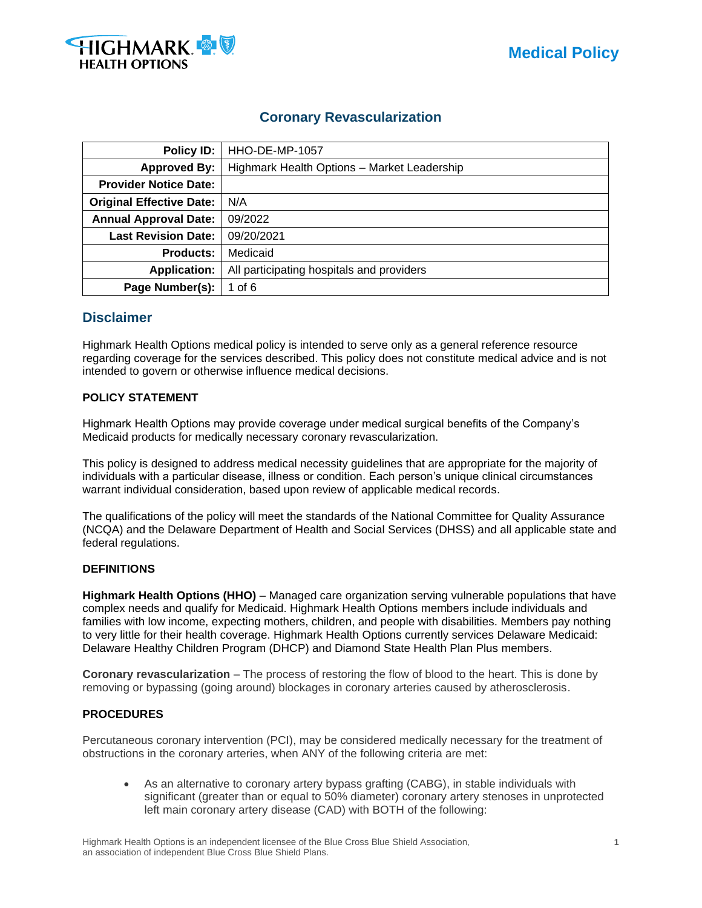# Coronary Revascularization

| Policy ID: | HHO-DE-MP-1057 |
|---|---|
| Approved By: | Highmark Health Options – Market Leadership |
| Provider Notice Date: | |
| Original Effective Date: | N/A |
| Annual Approval Date: | 09/2022 |
| Last Revision Date: | 09/20/2021 |
| Products: | Medicaid |
| Application: | All participating hospitals and providers |
| Page Number(s): | 1 of 6 |

## Disclaimer

Highmark Health Options medical policy is intended to serve only as a general reference resource regarding coverage for the services described. This policy does not constitute medical advice and is not intended to govern or otherwise influence medical decisions.

### POLICY STATEMENT

Highmark Health Options may provide coverage under medical surgical benefits of the Company's Medicaid products for medically necessary coronary revascularization.

This policy is designed to address medical necessity guidelines that are appropriate for the majority of individuals with a particular disease, illness or condition. Each person's unique clinical circumstances warrant individual consideration, based upon review of applicable medical records.

The qualifications of the policy will meet the standards of the National Committee for Quality Assurance (NCQA) and the Delaware Department of Health and Social Services (DHSS) and all applicable state and federal regulations.

### DEFINITIONS

**Highmark Health Options (HHO)** – Managed care organization serving vulnerable populations that have complex needs and qualify for Medicaid. Highmark Health Options members include individuals and families with low income, expecting mothers, children, and people with disabilities. Members pay nothing to very little for their health coverage. Highmark Health Options currently services Delaware Medicaid: Delaware Healthy Children Program (DHCP) and Diamond State Health Plan Plus members.

**Coronary revascularization** – The process of restoring the flow of blood to the heart. This is done by removing or bypassing (going around) blockages in coronary arteries caused by atherosclerosis.

### PROCEDURES

Percutaneous coronary intervention (PCI), may be considered medically necessary for the treatment of obstructions in the coronary arteries, when ANY of the following criteria are met:

- As an alternative to coronary artery bypass grafting (CABG), in stable individuals with significant (greater than or equal to 50% diameter) coronary artery stenoses in unprotected left main coronary artery disease (CAD) with BOTH of the following: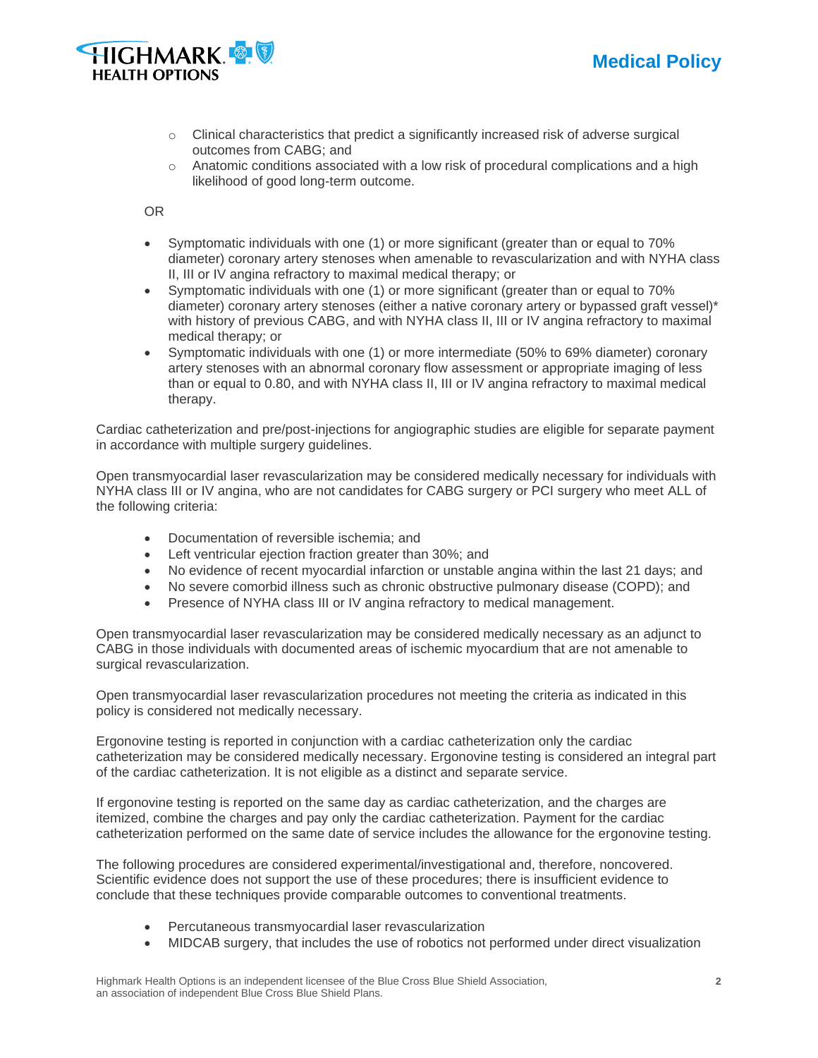- Clinical characteristics that predict a significantly increased risk of adverse surgical outcomes from CABG; and
  - Anatomic conditions associated with a low risk of procedural complications and a high likelihood of good long-term outcome.

OR

- Symptomatic individuals with one (1) or more significant (greater than or equal to 70% diameter) coronary artery stenoses when amenable to revascularization and with NYHA class II, III or IV angina refractory to maximal medical therapy; or
- Symptomatic individuals with one (1) or more significant (greater than or equal to 70% diameter) coronary artery stenoses (either a native coronary artery or bypassed graft vessel)* with history of previous CABG, and with NYHA class II, III or IV angina refractory to maximal medical therapy; or
- Symptomatic individuals with one (1) or more intermediate (50% to 69% diameter) coronary artery stenoses with an abnormal coronary flow assessment or appropriate imaging of less than or equal to 0.80, and with NYHA class II, III or IV angina refractory to maximal medical therapy.

Cardiac catheterization and pre/post-injections for angiographic studies are eligible for separate payment in accordance with multiple surgery guidelines.

Open transmyocardial laser revascularization may be considered medically necessary for individuals with NYHA class III or IV angina, who are not candidates for CABG surgery or PCI surgery who meet ALL of the following criteria:

- Documentation of reversible ischemia; and
- Left ventricular ejection fraction greater than 30%; and
- No evidence of recent myocardial infarction or unstable angina within the last 21 days; and
- No severe comorbid illness such as chronic obstructive pulmonary disease (COPD); and
- Presence of NYHA class III or IV angina refractory to medical management.

Open transmyocardial laser revascularization may be considered medically necessary as an adjunct to CABG in those individuals with documented areas of ischemic myocardium that are not amenable to surgical revascularization.

Open transmyocardial laser revascularization procedures not meeting the criteria as indicated in this policy is considered not medically necessary.

Ergonovine testing is reported in conjunction with a cardiac catheterization only the cardiac catheterization may be considered medically necessary. Ergonovine testing is considered an integral part of the cardiac catheterization. It is not eligible as a distinct and separate service.

If ergonovine testing is reported on the same day as cardiac catheterization, and the charges are itemized, combine the charges and pay only the cardiac catheterization. Payment for the cardiac catheterization performed on the same date of service includes the allowance for the ergonovine testing.

The following procedures are considered experimental/investigational and, therefore, noncovered. Scientific evidence does not support the use of these procedures; there is insufficient evidence to conclude that these techniques provide comparable outcomes to conventional treatments.

- Percutaneous transmyocardial laser revascularization
- MIDCAB surgery, that includes the use of robotics not performed under direct visualization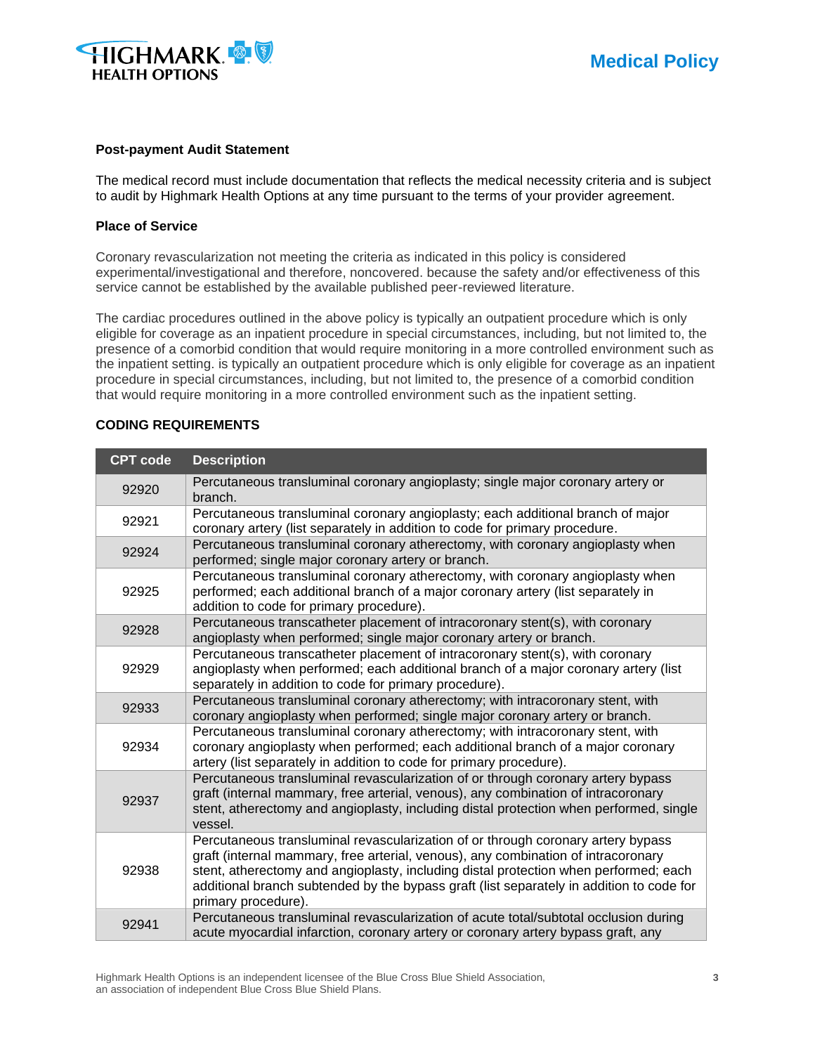### Post-payment Audit Statement

The medical record must include documentation that reflects the medical necessity criteria and is subject to audit by Highmark Health Options at any time pursuant to the terms of your provider agreement.

### Place of Service

Coronary revascularization not meeting the criteria as indicated in this policy is considered experimental/investigational and therefore, noncovered. because the safety and/or effectiveness of this service cannot be established by the available published peer-reviewed literature.

The cardiac procedures outlined in the above policy is typically an outpatient procedure which is only eligible for coverage as an inpatient procedure in special circumstances, including, but not limited to, the presence of a comorbid condition that would require monitoring in a more controlled environment such as the inpatient setting. is typically an outpatient procedure which is only eligible for coverage as an inpatient procedure in special circumstances, including, but not limited to, the presence of a comorbid condition that would require monitoring in a more controlled environment such as the inpatient setting.

### CODING REQUIREMENTS

| CPT code | Description |
|---|---|
| 92920 | Percutaneous transluminal coronary angioplasty; single major coronary artery or branch. |
| 92921 | Percutaneous transluminal coronary angioplasty; each additional branch of major coronary artery (list separately in addition to code for primary procedure. |
| 92924 | Percutaneous transluminal coronary atherectomy, with coronary angioplasty when performed; single major coronary artery or branch. |
| 92925 | Percutaneous transluminal coronary atherectomy, with coronary angioplasty when performed; each additional branch of a major coronary artery (list separately in addition to code for primary procedure). |
| 92928 | Percutaneous transcatheter placement of intracoronary stent(s), with coronary angioplasty when performed; single major coronary artery or branch. |
| 92929 | Percutaneous transcatheter placement of intracoronary stent(s), with coronary angioplasty when performed; each additional branch of a major coronary artery (list separately in addition to code for primary procedure). |
| 92933 | Percutaneous transluminal coronary atherectomy; with intracoronary stent, with coronary angioplasty when performed; single major coronary artery or branch. |
| 92934 | Percutaneous transluminal coronary atherectomy; with intracoronary stent, with coronary angioplasty when performed; each additional branch of a major coronary artery (list separately in addition to code for primary procedure). |
| 92937 | Percutaneous transluminal revascularization of or through coronary artery bypass graft (internal mammary, free arterial, venous), any combination of intracoronary stent, atherectomy and angioplasty, including distal protection when performed, single vessel. |
| 92938 | Percutaneous transluminal revascularization of or through coronary artery bypass graft (internal mammary, free arterial, venous), any combination of intracoronary stent, atherectomy and angioplasty, including distal protection when performed; each additional branch subtended by the bypass graft (list separately in addition to code for primary procedure). |
| 92941 | Percutaneous transluminal revascularization of acute total/subtotal occlusion during acute myocardial infarction, coronary artery or coronary artery bypass graft, any |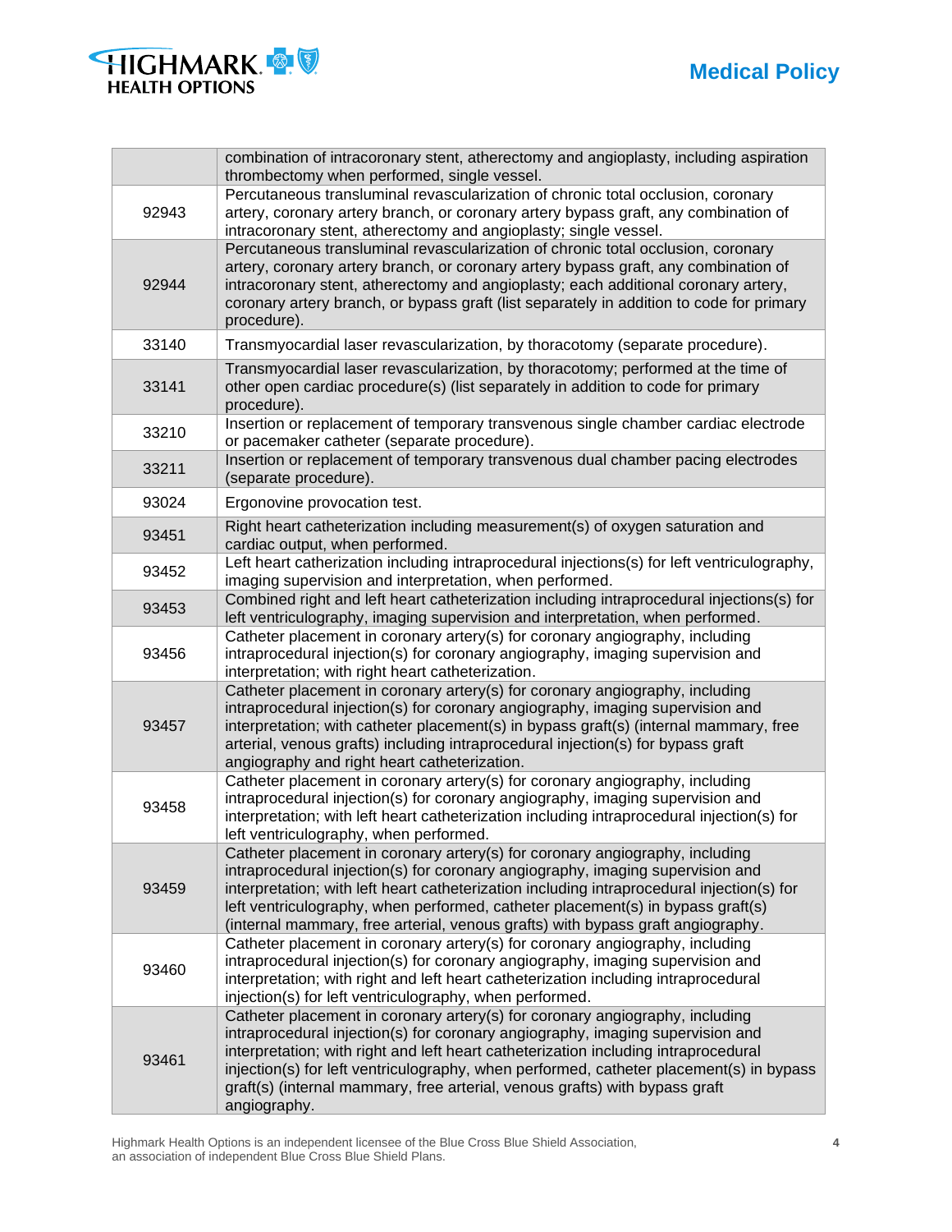| | |
|---|---|
| | combination of intracoronary stent, atherectomy and angioplasty, including aspiration thrombectomy when performed, single vessel. |
| 92943 | Percutaneous transluminal revascularization of chronic total occlusion, coronary artery, coronary artery branch, or coronary artery bypass graft, any combination of intracoronary stent, atherectomy and angioplasty; single vessel. |
| 92944 | Percutaneous transluminal revascularization of chronic total occlusion, coronary artery, coronary artery branch, or coronary artery bypass graft, any combination of intracoronary stent, atherectomy and angioplasty; each additional coronary artery, coronary artery branch, or bypass graft (list separately in addition to code for primary procedure). |
| 33140 | Transmyocardial laser revascularization, by thoracotomy (separate procedure). |
| 33141 | Transmyocardial laser revascularization, by thoracotomy; performed at the time of other open cardiac procedure(s) (list separately in addition to code for primary procedure). |
| 33210 | Insertion or replacement of temporary transvenous single chamber cardiac electrode or pacemaker catheter (separate procedure). |
| 33211 | Insertion or replacement of temporary transvenous dual chamber pacing electrodes (separate procedure). |
| 93024 | Ergonovine provocation test. |
| 93451 | Right heart catheterization including measurement(s) of oxygen saturation and cardiac output, when performed. |
| 93452 | Left heart catherization including intraprocedural injections(s) for left ventriculography, imaging supervision and interpretation, when performed. |
| 93453 | Combined right and left heart catheterization including intraprocedural injections(s) for left ventriculography, imaging supervision and interpretation, when performed. |
| 93456 | Catheter placement in coronary artery(s) for coronary angiography, including intraprocedural injection(s) for coronary angiography, imaging supervision and interpretation; with right heart catheterization. |
| 93457 | Catheter placement in coronary artery(s) for coronary angiography, including intraprocedural injection(s) for coronary angiography, imaging supervision and interpretation; with catheter placement(s) in bypass graft(s) (internal mammary, free arterial, venous grafts) including intraprocedural injection(s) for bypass graft angiography and right heart catheterization. |
| 93458 | Catheter placement in coronary artery(s) for coronary angiography, including intraprocedural injection(s) for coronary angiography, imaging supervision and interpretation; with left heart catheterization including intraprocedural injection(s) for left ventriculography, when performed. |
| 93459 | Catheter placement in coronary artery(s) for coronary angiography, including intraprocedural injection(s) for coronary angiography, imaging supervision and interpretation; with left heart catheterization including intraprocedural injection(s) for left ventriculography, when performed, catheter placement(s) in bypass graft(s) (internal mammary, free arterial, venous grafts) with bypass graft angiography. |
| 93460 | Catheter placement in coronary artery(s) for coronary angiography, including intraprocedural injection(s) for coronary angiography, imaging supervision and interpretation; with right and left heart catheterization including intraprocedural injection(s) for left ventriculography, when performed. |
| 93461 | Catheter placement in coronary artery(s) for coronary angiography, including intraprocedural injection(s) for coronary angiography, imaging supervision and interpretation; with right and left heart catheterization including intraprocedural injection(s) for left ventriculography, when performed, catheter placement(s) in bypass graft(s) (internal mammary, free arterial, venous grafts) with bypass graft angiography. |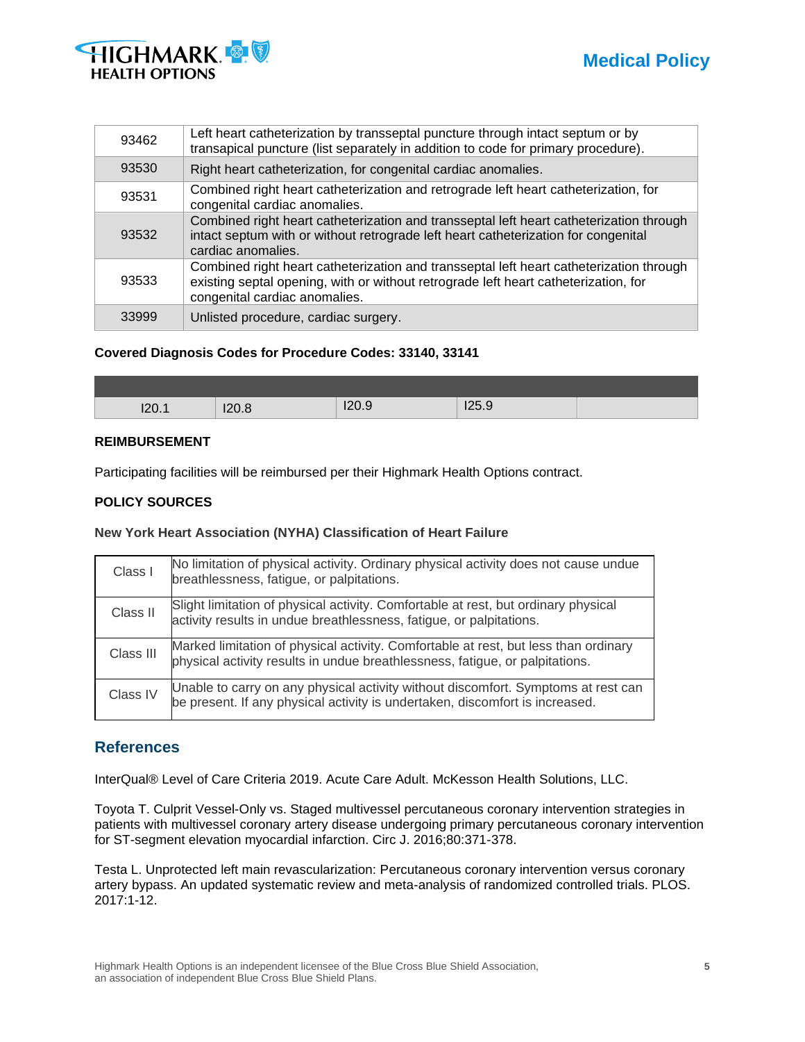| | |
|---|---|
| 93462 | Left heart catheterization by transseptal puncture through intact septum or by transapical puncture (list separately in addition to code for primary procedure). |
| 93530 | Right heart catheterization, for congenital cardiac anomalies. |
| 93531 | Combined right heart catheterization and retrograde left heart catheterization, for congenital cardiac anomalies. |
| 93532 | Combined right heart catheterization and transseptal left heart catheterization through intact septum with or without retrograde left heart catheterization for congenital cardiac anomalies. |
| 93533 | Combined right heart catheterization and transseptal left heart catheterization through existing septal opening, with or without retrograde left heart catheterization, for congenital cardiac anomalies. |
| 33999 | Unlisted procedure, cardiac surgery. |

**Covered Diagnosis Codes for Procedure Codes: 33140, 33141**

| | | | | |
|---|---|---|---|---|
| I20.1 | I20.8 | I20.9 | I25.9 | |

**REIMBURSEMENT**

Participating facilities will be reimbursed per their Highmark Health Options contract.

**POLICY SOURCES**

**New York Heart Association (NYHA) Classification of Heart Failure**

| | |
|---|---|
| Class I | No limitation of physical activity. Ordinary physical activity does not cause undue breathlessness, fatigue, or palpitations. |
| Class II | Slight limitation of physical activity. Comfortable at rest, but ordinary physical activity results in undue breathlessness, fatigue, or palpitations. |
| Class III | Marked limitation of physical activity. Comfortable at rest, but less than ordinary physical activity results in undue breathlessness, fatigue, or palpitations. |
| Class IV | Unable to carry on any physical activity without discomfort. Symptoms at rest can be present. If any physical activity is undertaken, discomfort is increased. |

## References

InterQual® Level of Care Criteria 2019. Acute Care Adult. McKesson Health Solutions, LLC.

Toyota T. Culprit Vessel-Only vs. Staged multivessel percutaneous coronary intervention strategies in patients with multivessel coronary artery disease undergoing primary percutaneous coronary intervention for ST-segment elevation myocardial infarction. Circ J. 2016;80:371-378.

Testa L. Unprotected left main revascularization: Percutaneous coronary intervention versus coronary artery bypass. An updated systematic review and meta-analysis of randomized controlled trials. PLOS. 2017:1-12.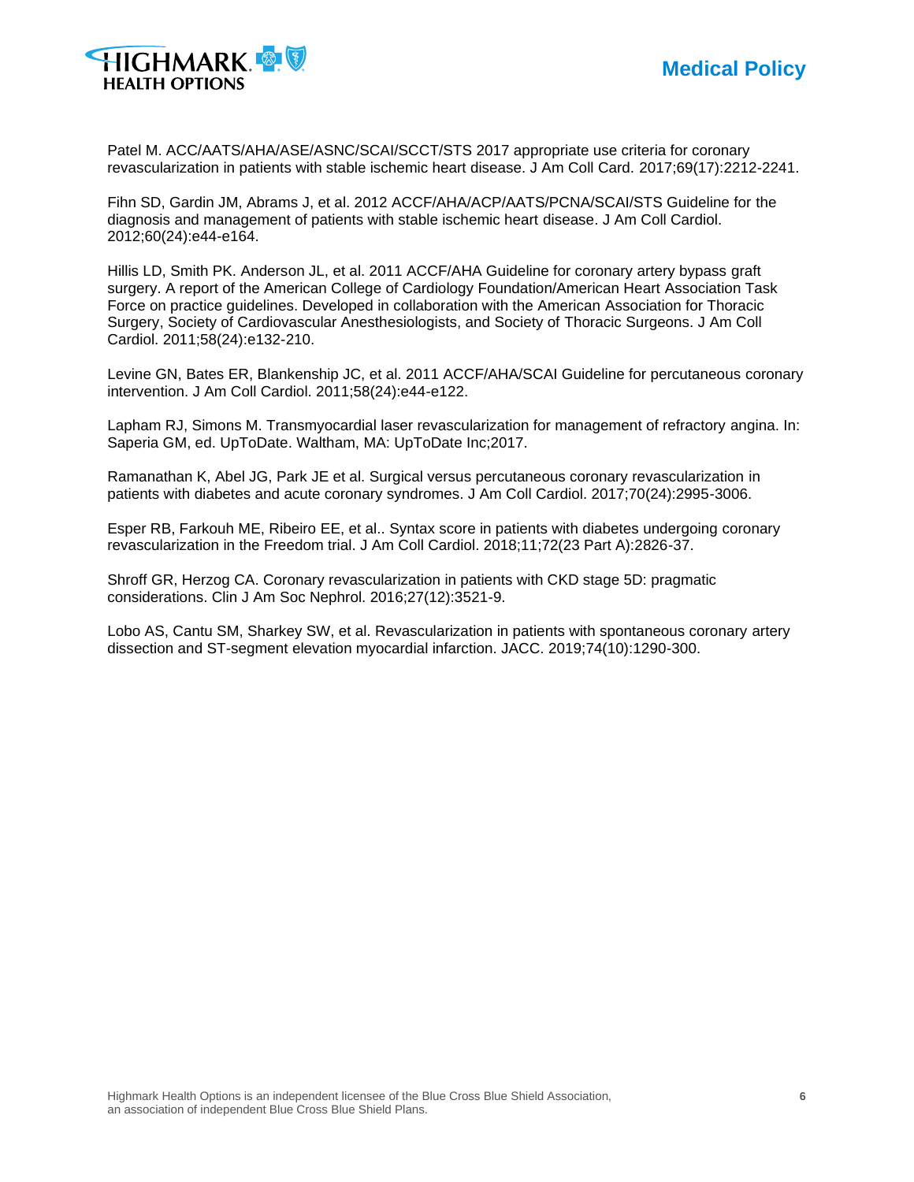Patel M. ACC/AATS/AHA/ASE/ASNC/SCAI/SCCT/STS 2017 appropriate use criteria for coronary revascularization in patients with stable ischemic heart disease. J Am Coll Card. 2017;69(17):2212-2241.

Fihn SD, Gardin JM, Abrams J, et al. 2012 ACCF/AHA/ACP/AATS/PCNA/SCAI/STS Guideline for the diagnosis and management of patients with stable ischemic heart disease. J Am Coll Cardiol. 2012;60(24):e44-e164.

Hillis LD, Smith PK. Anderson JL, et al. 2011 ACCF/AHA Guideline for coronary artery bypass graft surgery. A report of the American College of Cardiology Foundation/American Heart Association Task Force on practice guidelines. Developed in collaboration with the American Association for Thoracic Surgery, Society of Cardiovascular Anesthesiologists, and Society of Thoracic Surgeons. J Am Coll Cardiol. 2011;58(24):e132-210.

Levine GN, Bates ER, Blankenship JC, et al. 2011 ACCF/AHA/SCAI Guideline for percutaneous coronary intervention. J Am Coll Cardiol. 2011;58(24):e44-e122.

Lapham RJ, Simons M. Transmyocardial laser revascularization for management of refractory angina. In: Saperia GM, ed. UpToDate. Waltham, MA: UpToDate Inc;2017.

Ramanathan K, Abel JG, Park JE et al. Surgical versus percutaneous coronary revascularization in patients with diabetes and acute coronary syndromes. J Am Coll Cardiol. 2017;70(24):2995-3006.

Esper RB, Farkouh ME, Ribeiro EE, et al.. Syntax score in patients with diabetes undergoing coronary revascularization in the Freedom trial. J Am Coll Cardiol. 2018;11;72(23 Part A):2826-37.

Shroff GR, Herzog CA. Coronary revascularization in patients with CKD stage 5D: pragmatic considerations. Clin J Am Soc Nephrol. 2016;27(12):3521-9.

Lobo AS, Cantu SM, Sharkey SW, et al. Revascularization in patients with spontaneous coronary artery dissection and ST-segment elevation myocardial infarction. JACC. 2019;74(10):1290-300.